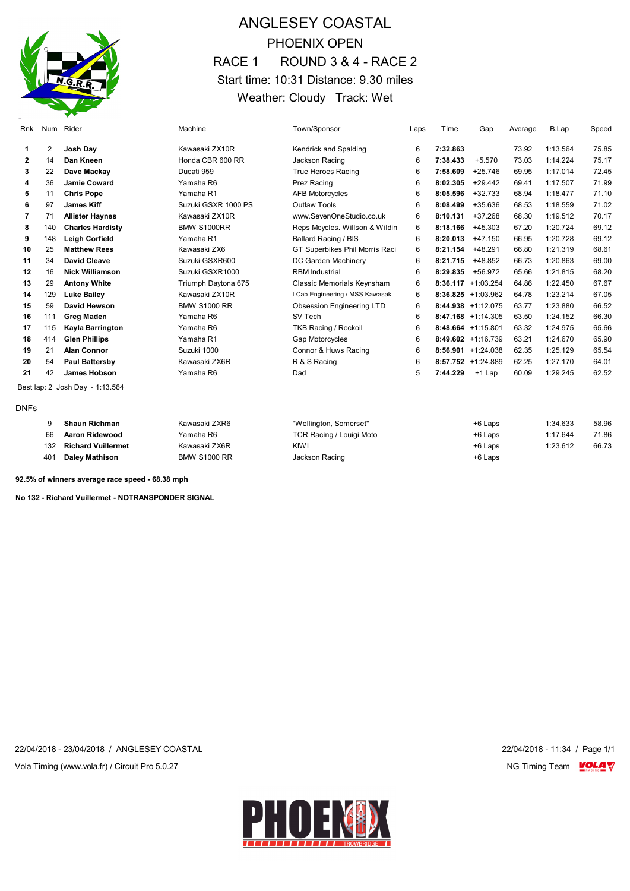# ANGLESEY COASTAL

## PHOENIX OPEN

## RACE 1 ROUND 3 & 4 - RACE 2

Start time: 10:31 Distance: 9.30 miles

Weather: Cloudy Track: Wet

| Rnk | Num | Rider | Machine | Town/Sponsor | Laps | Time | Gap | Average | B.Lap | Speed |
|---|---|---|---|---|---|---|---|---|---|---|
| 1 | 2 | **Josh Day** | Kawasaki ZX10R | Kendrick and Spalding | 6 | **7:32.863** | | 73.92 | 1:13.564 | 75.85 |
| 2 | 14 | **Dan Kneen** | Honda CBR 600 RR | Jackson Racing | 6 | **7:38.433** | +5.570 | 73.03 | 1:14.224 | 75.17 |
| 3 | 22 | **Dave Mackay** | Ducati 959 | True Heroes Racing | 6 | **7:58.609** | +25.746 | 69.95 | 1:17.014 | 72.45 |
| 4 | 36 | **Jamie Coward** | Yamaha R6 | Prez Racing | 6 | **8:02.305** | +29.442 | 69.41 | 1:17.507 | 71.99 |
| 5 | 11 | **Chris Pope** | Yamaha R1 | AFB Motorcycles | 6 | **8:05.596** | +32.733 | 68.94 | 1:18.477 | 71.10 |
| 6 | 97 | **James Kiff** | Suzuki GSXR 1000 PS | Outlaw Tools | 6 | **8:08.499** | +35.636 | 68.53 | 1:18.559 | 71.02 |
| 7 | 71 | **Allister Haynes** | Kawasaki ZX10R | www.SevenOneStudio.co.uk | 6 | **8:10.131** | +37.268 | 68.30 | 1:19.512 | 70.17 |
| 8 | 140 | **Charles Hardisty** | BMW S1000RR | Reps Mcycles. Willson & Wildin | 6 | **8:18.166** | +45.303 | 67.20 | 1:20.724 | 69.12 |
| 9 | 148 | **Leigh Corfield** | Yamaha R1 | Ballard Racing / BIS | 6 | **8:20.013** | +47.150 | 66.95 | 1:20.728 | 69.12 |
| 10 | 25 | **Matthew Rees** | Kawasaki ZX6 | GT Superbikes Phil Morris Raci | 6 | **8:21.154** | +48.291 | 66.80 | 1:21.319 | 68.61 |
| 11 | 34 | **David Cleave** | Suzuki GSXR600 | DC Garden Machinery | 6 | **8:21.715** | +48.852 | 66.73 | 1:20.863 | 69.00 |
| 12 | 16 | **Nick Williamson** | Suzuki GSXR1000 | RBM Industrial | 6 | **8:29.835** | +56.972 | 65.66 | 1:21.815 | 68.20 |
| 13 | 29 | **Antony White** | Triumph Daytona 675 | Classic Memorials Keynsham | 6 | **8:36.117** | +1:03.254 | 64.86 | 1:22.450 | 67.67 |
| 14 | 129 | **Luke Bailey** | Kawasaki ZX10R | LCab Engineering / MSS Kawasak | 6 | **8:36.825** | +1:03.962 | 64.78 | 1:23.214 | 67.05 |
| 15 | 59 | **David Hewson** | BMW S1000 RR | Obsession Engineering LTD | 6 | **8:44.938** | +1:12.075 | 63.77 | 1:23.880 | 66.52 |
| 16 | 111 | **Greg Maden** | Yamaha R6 | SV Tech | 6 | **8:47.168** | +1:14.305 | 63.50 | 1:24.152 | 66.30 |
| 17 | 115 | **Kayla Barrington** | Yamaha R6 | TKB Racing / Rockoil | 6 | **8:48.664** | +1:15.801 | 63.32 | 1:24.975 | 65.66 |
| 18 | 414 | **Glen Phillips** | Yamaha R1 | Gap Motorcycles | 6 | **8:49.602** | +1:16.739 | 63.21 | 1:24.670 | 65.90 |
| 19 | 21 | **Alan Connor** | Suzuki 1000 | Connor & Huws Racing | 6 | **8:56.901** | +1:24.038 | 62.35 | 1:25.129 | 65.54 |
| 20 | 54 | **Paul Battersby** | Kawasaki ZX6R | R & S Racing | 6 | **8:57.752** | +1:24.889 | 62.25 | 1:27.170 | 64.01 |
| 21 | 42 | **James Hobson** | Yamaha R6 | Dad | 5 | **7:44.229** | +1 Lap | 60.09 | 1:29.245 | 62.52 |

Best lap: 2 Josh Day - 1:13.564

DNFs

| Rnk | Num | Rider | Machine | Town/Sponsor | Laps | Time | Gap | Average | B.Lap | Speed |
|---|---|---|---|---|---|---|---|---|---|---|
| | 9 | **Shaun Richman** | Kawasaki ZXR6 | "Wellington, Somerset" | | | +6 Laps | | 1:34.633 | 58.96 |
| | 66 | **Aaron Ridewood** | Yamaha R6 | TCR Racing / Louigi Moto | | | +6 Laps | | 1:17.644 | 71.86 |
| | 132 | **Richard Vuillermet** | Kawasaki ZX6R | KIWI | | | +6 Laps | | 1:23.612 | 66.73 |
| | 401 | **Daley Mathison** | BMW S1000 RR | Jackson Racing | | | +6 Laps | | | |

**92.5% of winners average race speed - 68.38 mph**

**No 132 - Richard Vuillermet - NOTRANSPONDER SIGNAL**

22/04/2018 - 23/04/2018 / ANGLESEY COASTAL 22/04/2018 - 11:34

Vola Timing (www.vola.fr) / Circuit Pro 5.0.27 NG Timing Team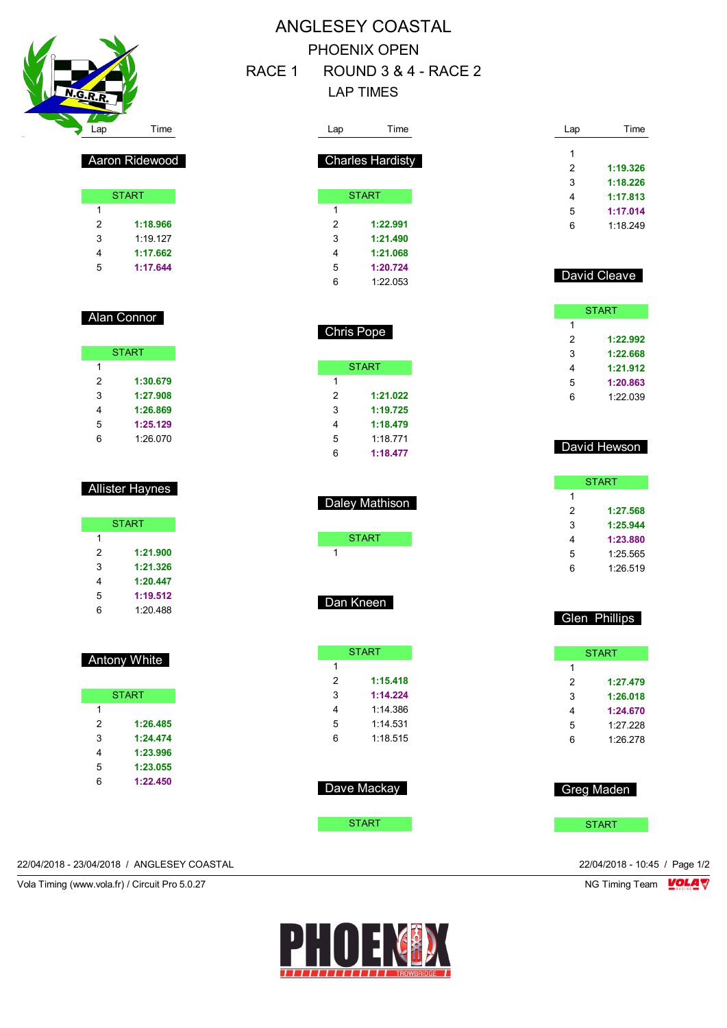# ANGLESEY COASTAL

## PHOENIX OPEN

## RACE 1 ROUND 3 & 4 - RACE 2

## LAP TIMES

### Aaron Ridewood

| Lap | Time |
|---|---|
| START | |
| 1 | |
| 2 | **1:18.966** |
| 3 | 1:19.127 |
| 4 | **1:17.662** |
| 5 | **1:17.644** |

### Alan Connor

| Lap | Time |
|---|---|
| START | |
| 1 | |
| 2 | **1:30.679** |
| 3 | **1:27.908** |
| 4 | **1:26.869** |
| 5 | **1:25.129** |
| 6 | 1:26.070 |

### Allister Haynes

| Lap | Time |
|---|---|
| START | |
| 1 | |
| 2 | **1:21.900** |
| 3 | **1:21.326** |
| 4 | **1:20.447** |
| 5 | **1:19.512** |
| 6 | 1:20.488 |

### Antony White

| Lap | Time |
|---|---|
| START | |
| 1 | |
| 2 | **1:26.485** |
| 3 | **1:24.474** |
| 4 | **1:23.996** |
| 5 | **1:23.055** |
| 6 | **1:22.450** |

### Charles Hardisty

| Lap | Time |
|---|---|
| START | |
| 1 | |
| 2 | **1:22.991** |
| 3 | **1:21.490** |
| 4 | **1:21.068** |
| 5 | **1:20.724** |
| 6 | 1:22.053 |

### Chris Pope

| Lap | Time |
|---|---|
| START | |
| 1 | |
| 2 | **1:21.022** |
| 3 | **1:19.725** |
| 4 | **1:18.479** |
| 5 | 1:18.771 |
| 6 | **1:18.477** |

### Daley Mathison

| Lap | Time |
|---|---|
| START | |
| 1 | |

### Dan Kneen

| Lap | Time |
|---|---|
| START | |
| 1 | |
| 2 | **1:15.418** |
| 3 | **1:14.224** |
| 4 | 1:14.386 |
| 5 | 1:14.531 |
| 6 | 1:18.515 |

### Dave Mackay

| Lap | Time |
|---|---|
| START | |

### (continued)

| Lap | Time |
|---|---|
| 1 | |
| 2 | **1:19.326** |
| 3 | **1:18.226** |
| 4 | **1:17.813** |
| 5 | **1:17.014** |
| 6 | 1:18.249 |

### David Cleave

| Lap | Time |
|---|---|
| START | |
| 1 | |
| 2 | **1:22.992** |
| 3 | **1:22.668** |
| 4 | **1:21.912** |
| 5 | **1:20.863** |
| 6 | 1:22.039 |

### David Hewson

| Lap | Time |
|---|---|
| START | |
| 1 | |
| 2 | **1:27.568** |
| 3 | **1:25.944** |
| 4 | **1:23.880** |
| 5 | 1:25.565 |
| 6 | 1:26.519 |

### Glen Phillips

| Lap | Time |
|---|---|
| START | |
| 1 | |
| 2 | **1:27.479** |
| 3 | **1:26.018** |
| 4 | **1:24.670** |
| 5 | 1:27.228 |
| 6 | 1:26.278 |

### Greg Maden

| Lap | Time |
|---|---|
| START | |

22/04/2018 - 23/04/2018 / ANGLESEY COASTAL

22/04/2018 - 10:45 / Page 1/2

Vola Timing (www.vola.fr) / Circuit Pro 5.0.27

NG Timing Team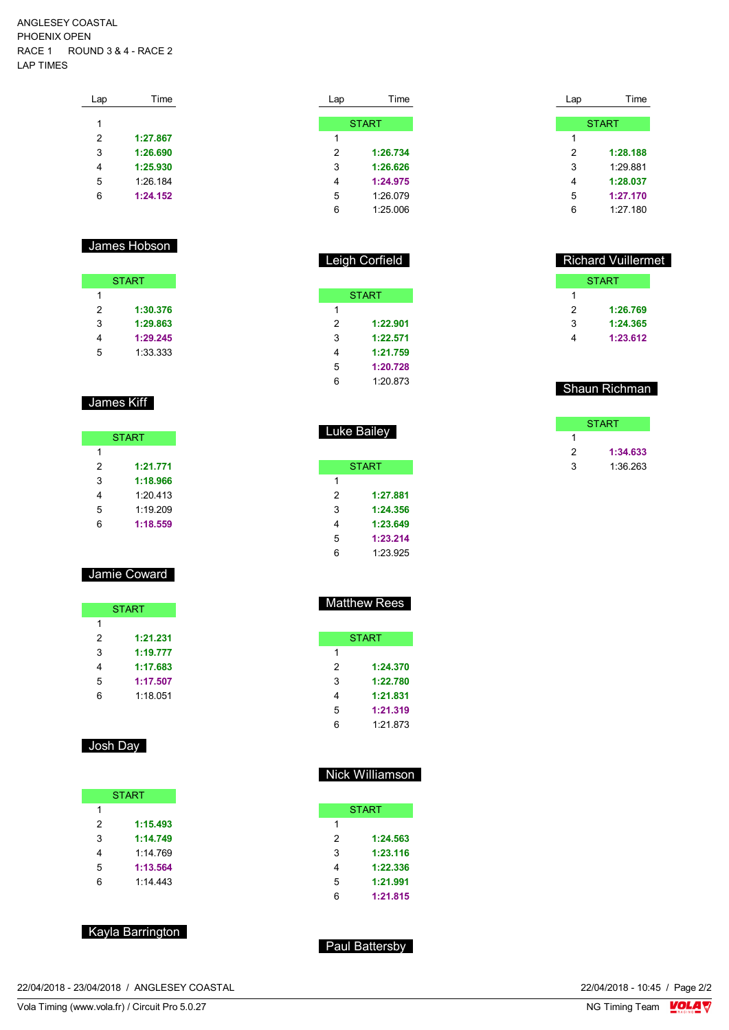ANGLESEY COASTAL
PHOENIX OPEN
RACE 1 ROUND 3 & 4 - RACE 2
LAP TIMES

| Lap | Time |
|---|---|
| 1 | |
| 2 | **1:27.867** |
| 3 | **1:26.690** |
| 4 | **1:25.930** |
| 5 | 1:26.184 |
| 6 | **1:24.152** |

### James Hobson

| Lap | Time |
|---|---|
| START | |
| 1 | |
| 2 | **1:30.376** |
| 3 | **1:29.863** |
| 4 | **1:29.245** |
| 5 | 1:33.333 |

### James Kiff

| Lap | Time |
|---|---|
| START | |
| 1 | |
| 2 | **1:21.771** |
| 3 | **1:18.966** |
| 4 | 1:20.413 |
| 5 | 1:19.209 |
| 6 | **1:18.559** |

### Jamie Coward

| Lap | Time |
|---|---|
| START | |
| 1 | |
| 2 | **1:21.231** |
| 3 | **1:19.777** |
| 4 | **1:17.683** |
| 5 | **1:17.507** |
| 6 | 1:18.051 |

### Josh Day

| Lap | Time |
|---|---|
| START | |
| 1 | |
| 2 | **1:15.493** |
| 3 | **1:14.749** |
| 4 | 1:14.769 |
| 5 | **1:13.564** |
| 6 | 1:14.443 |

### Kayla Barrington

| Lap | Time |
|---|---|
| START | |
| 1 | |
| 2 | **1:26.734** |
| 3 | **1:26.626** |
| 4 | **1:24.975** |
| 5 | 1:26.079 |
| 6 | 1:25.006 |

### Leigh Corfield

| Lap | Time |
|---|---|
| START | |
| 1 | |
| 2 | **1:22.901** |
| 3 | **1:22.571** |
| 4 | **1:21.759** |
| 5 | **1:20.728** |
| 6 | 1:20.873 |

### Luke Bailey

| Lap | Time |
|---|---|
| START | |
| 1 | |
| 2 | **1:27.881** |
| 3 | **1:24.356** |
| 4 | **1:23.649** |
| 5 | **1:23.214** |
| 6 | 1:23.925 |

### Matthew Rees

| Lap | Time |
|---|---|
| START | |
| 1 | |
| 2 | **1:24.370** |
| 3 | **1:22.780** |
| 4 | **1:21.831** |
| 5 | **1:21.319** |
| 6 | 1:21.873 |

### Nick Williamson

| Lap | Time |
|---|---|
| START | |
| 1 | |
| 2 | **1:24.563** |
| 3 | **1:23.116** |
| 4 | **1:22.336** |
| 5 | **1:21.991** |
| 6 | **1:21.815** |

### Paul Battersby

| Lap | Time |
|---|---|
| START | |
| 1 | |
| 2 | **1:28.188** |
| 3 | 1:29.881 |
| 4 | **1:28.037** |
| 5 | **1:27.170** |
| 6 | 1:27.180 |

### Richard Vuillermet

| Lap | Time |
|---|---|
| START | |
| 1 | |
| 2 | **1:26.769** |
| 3 | **1:24.365** |
| 4 | **1:23.612** |

### Shaun Richman

| Lap | Time |
|---|---|
| START | |
| 1 | |
| 2 | **1:34.633** |
| 3 | 1:36.263 |

22/04/2018 - 23/04/2018 / ANGLESEY COASTAL
22/04/2018 - 10:45
Vola Timing (www.vola.fr) / Circuit Pro 5.0.27
NG Timing Team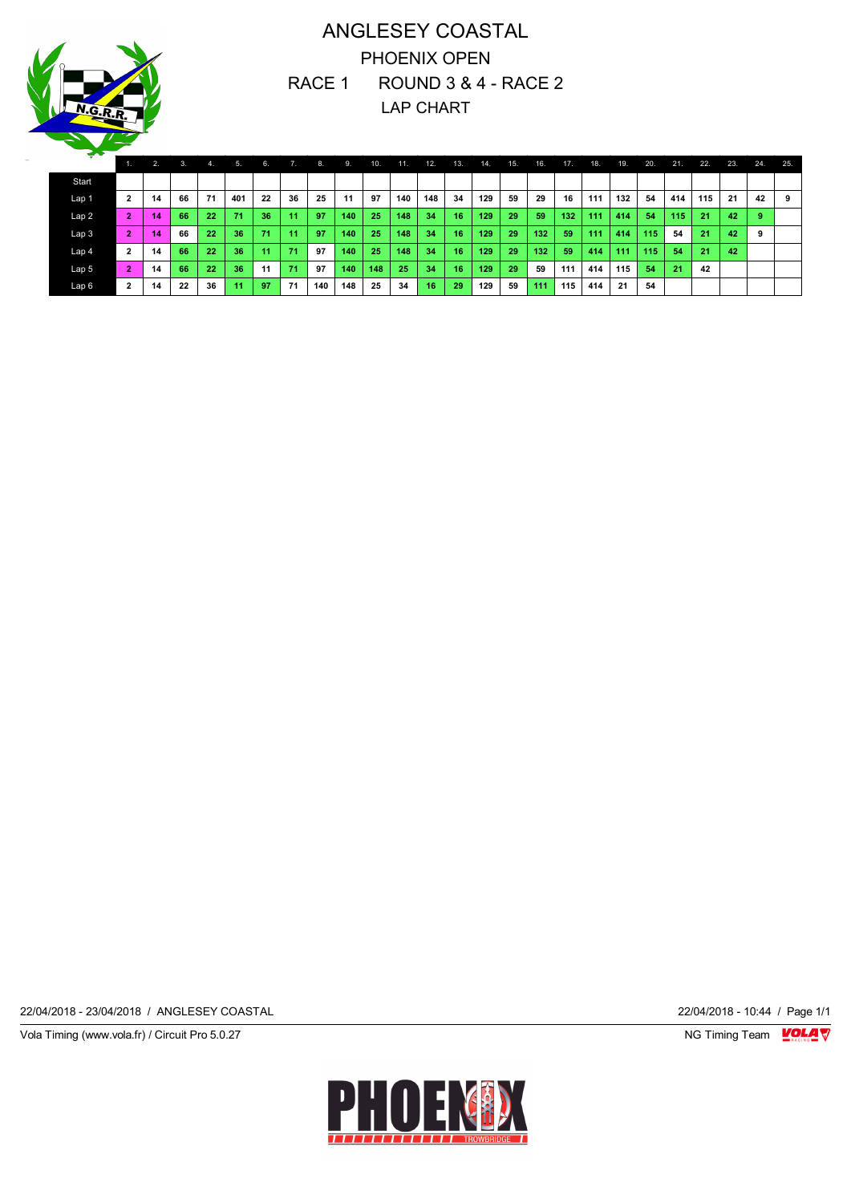# ANGLESEY COASTAL

## PHOENIX OPEN

## RACE 1 ROUND 3 & 4 - RACE 2

## LAP CHART

| | 1. | 2. | 3. | 4. | 5. | 6. | 7. | 8. | 9. | 10. | 11. | 12. | 13. | 14. | 15. | 16. | 17. | 18. | 19. | 20. | 21. | 22. | 23. | 24. | 25. |
|---|---|---|---|---|---|---|---|---|---|---|---|---|---|---|---|---|---|---|---|---|---|---|---|---|---|
| Start | | | | | | | | | | | | | | | | | | | | | | | | | |
| Lap 1 | 2 | 14 | 66 | 71 | 401 | 22 | 36 | 25 | 11 | 97 | 140 | 148 | 34 | 129 | 59 | 29 | 16 | 111 | 132 | 54 | 414 | 115 | 21 | 42 | 9 |
| Lap 2 | 2 | 14 | 66 | 22 | 71 | 36 | 11 | 97 | 140 | 25 | 148 | 34 | 16 | 129 | 29 | 59 | 132 | 111 | 414 | 54 | 115 | 21 | 42 | 9 | |
| Lap 3 | 2 | 14 | 66 | 22 | 36 | 71 | 11 | 97 | 140 | 25 | 148 | 34 | 16 | 129 | 29 | 132 | 59 | 111 | 414 | 115 | 54 | 21 | 42 | 9 | |
| Lap 4 | 2 | 14 | 66 | 22 | 36 | 11 | 71 | 97 | 140 | 25 | 148 | 34 | 16 | 129 | 29 | 132 | 59 | 414 | 111 | 115 | 54 | 21 | 42 | | |
| Lap 5 | 2 | 14 | 66 | 22 | 36 | 11 | 71 | 97 | 140 | 148 | 25 | 34 | 16 | 129 | 29 | 59 | 111 | 414 | 115 | 54 | 21 | 42 | | | |
| Lap 6 | 2 | 14 | 22 | 36 | 11 | 97 | 71 | 140 | 148 | 25 | 34 | 16 | 29 | 129 | 59 | 111 | 115 | 414 | 21 | 54 | | | | | |

22/04/2018 - 23/04/2018 / ANGLESEY COASTAL

22/04/2018 - 10:44

Vola Timing (www.vola.fr) / Circuit Pro 5.0.27

NG Timing Team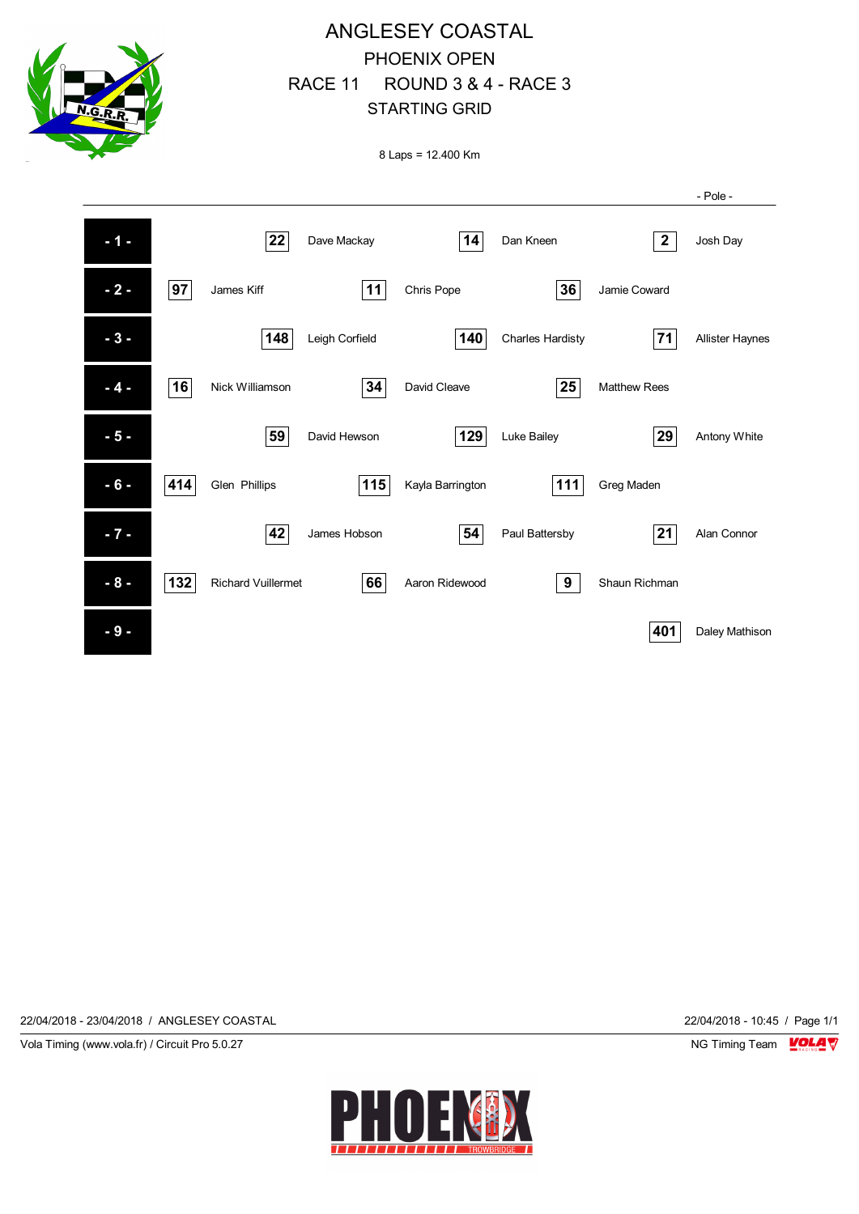# ANGLESEY COASTAL

## PHOENIX OPEN

## RACE 11 ROUND 3 & 4 - RACE 3

## STARTING GRID

8 Laps = 12.400 Km

| Row | No. | Driver | No. | Driver | No. | Driver |
|---|---|---|---|---|---|---|
| | | | | | | - Pole - |
| - 1 - | 22 | Dave Mackay | 14 | Dan Kneen | 2 | Josh Day |
| - 2 - | 97 | James Kiff | 11 | Chris Pope | 36 | Jamie Coward |
| - 3 - | 148 | Leigh Corfield | 140 | Charles Hardisty | 71 | Allister Haynes |
| - 4 - | 16 | Nick Williamson | 34 | David Cleave | 25 | Matthew Rees |
| - 5 - | 59 | David Hewson | 129 | Luke Bailey | 29 | Antony White |
| - 6 - | 414 | Glen Phillips | 115 | Kayla Barrington | 111 | Greg Maden |
| - 7 - | 42 | James Hobson | 54 | Paul Battersby | 21 | Alan Connor |
| - 8 - | 132 | Richard Vuillermet | 66 | Aaron Ridewood | 9 | Shaun Richman |
| - 9 - | | | | | 401 | Daley Mathison |

22/04/2018 - 23/04/2018 / ANGLESEY COASTAL

22/04/2018 - 10:45

Vola Timing (www.vola.fr) / Circuit Pro 5.0.27

NG Timing Team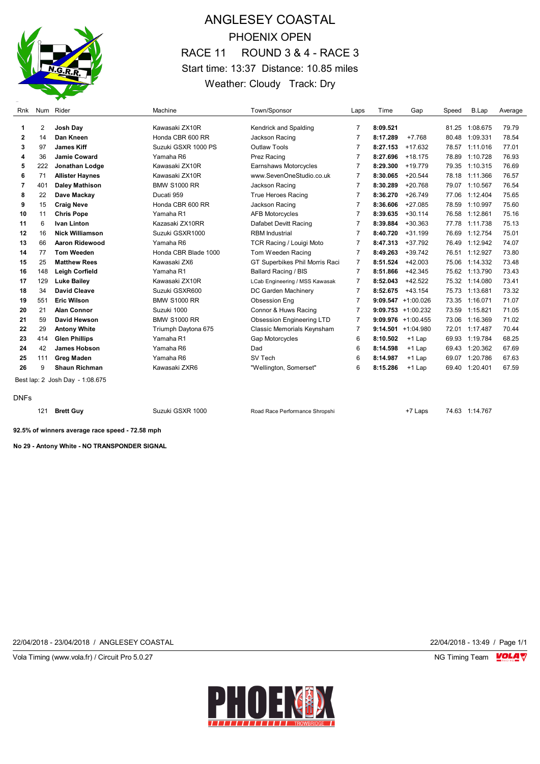# ANGLESEY COASTAL

## PHOENIX OPEN

## RACE 11 ROUND 3 & 4 - RACE 3

Start time: 13:37 Distance: 10.85 miles

Weather: Cloudy Track: Dry

| Rnk | Num | Rider | Machine | Town/Sponsor | Laps | Time | Gap | Speed | B.Lap | Average |
|---|---|---|---|---|---|---|---|---|---|---|
| 1 | 2 | **Josh Day** | Kawasaki ZX10R | Kendrick and Spalding | 7 | **8:09.521** | | 81.25 | 1:08.675 | 79.79 |
| 2 | 14 | **Dan Kneen** | Honda CBR 600 RR | Jackson Racing | 7 | **8:17.289** | +7.768 | 80.48 | 1:09.331 | 78.54 |
| 3 | 97 | **James Kiff** | Suzuki GSXR 1000 PS | Outlaw Tools | 7 | **8:27.153** | +17.632 | 78.57 | 1:11.016 | 77.01 |
| 4 | 36 | **Jamie Coward** | Yamaha R6 | Prez Racing | 7 | **8:27.696** | +18.175 | 78.89 | 1:10.728 | 76.93 |
| 5 | 222 | **Jonathan Lodge** | Kawasaki ZX10R | Earnshaws Motorcycles | 7 | **8:29.300** | +19.779 | 79.35 | 1:10.315 | 76.69 |
| 6 | 71 | **Allister Haynes** | Kawasaki ZX10R | www.SevenOneStudio.co.uk | 7 | **8:30.065** | +20.544 | 78.18 | 1:11.366 | 76.57 |
| 7 | 401 | **Daley Mathison** | BMW S1000 RR | Jackson Racing | 7 | **8:30.289** | +20.768 | 79.07 | 1:10.567 | 76.54 |
| 8 | 22 | **Dave Mackay** | Ducati 959 | True Heroes Racing | 7 | **8:36.270** | +26.749 | 77.06 | 1:12.404 | 75.65 |
| 9 | 15 | **Craig Neve** | Honda CBR 600 RR | Jackson Racing | 7 | **8:36.606** | +27.085 | 78.59 | 1:10.997 | 75.60 |
| 10 | 11 | **Chris Pope** | Yamaha R1 | AFB Motorcycles | 7 | **8:39.635** | +30.114 | 76.58 | 1:12.861 | 75.16 |
| 11 | 6 | **Ivan Linton** | Kazasaki ZX10RR | Dafabet Devitt Racing | 7 | **8:39.884** | +30.363 | 77.78 | 1:11.738 | 75.13 |
| 12 | 16 | **Nick Williamson** | Suzuki GSXR1000 | RBM Industrial | 7 | **8:40.720** | +31.199 | 76.69 | 1:12.754 | 75.01 |
| 13 | 66 | **Aaron Ridewood** | Yamaha R6 | TCR Racing / Louigi Moto | 7 | **8:47.313** | +37.792 | 76.49 | 1:12.942 | 74.07 |
| 14 | 77 | **Tom Weeden** | Honda CBR Blade 1000 | Tom Weeden Racing | 7 | **8:49.263** | +39.742 | 76.51 | 1:12.927 | 73.80 |
| 15 | 25 | **Matthew Rees** | Kawasaki ZX6 | GT Superbikes Phil Morris Raci | 7 | **8:51.524** | +42.003 | 75.06 | 1:14.332 | 73.48 |
| 16 | 148 | **Leigh Corfield** | Yamaha R1 | Ballard Racing / BIS | 7 | **8:51.866** | +42.345 | 75.62 | 1:13.790 | 73.43 |
| 17 | 129 | **Luke Bailey** | Kawasaki ZX10R | LCab Engineering / MSS Kawasak | 7 | **8:52.043** | +42.522 | 75.32 | 1:14.080 | 73.41 |
| 18 | 34 | **David Cleave** | Suzuki GSXR600 | DC Garden Machinery | 7 | **8:52.675** | +43.154 | 75.73 | 1:13.681 | 73.32 |
| 19 | 551 | **Eric Wilson** | BMW S1000 RR | Obsession Eng | 7 | **9:09.547** | +1:00.026 | 73.35 | 1:16.071 | 71.07 |
| 20 | 21 | **Alan Connor** | Suzuki 1000 | Connor & Huws Racing | 7 | **9:09.753** | +1:00.232 | 73.59 | 1:15.821 | 71.05 |
| 21 | 59 | **David Hewson** | BMW S1000 RR | Obsession Engineering LTD | 7 | **9:09.976** | +1:00.455 | 73.06 | 1:16.369 | 71.02 |
| 22 | 29 | **Antony White** | Triumph Daytona 675 | Classic Memorials Keynsham | 7 | **9:14.501** | +1:04.980 | 72.01 | 1:17.487 | 70.44 |
| 23 | 414 | **Glen Phillips** | Yamaha R1 | Gap Motorcycles | 6 | **8:10.502** | +1 Lap | 69.93 | 1:19.784 | 68.25 |
| 24 | 42 | **James Hobson** | Yamaha R6 | Dad | 6 | **8:14.598** | +1 Lap | 69.43 | 1:20.362 | 67.69 |
| 25 | 111 | **Greg Maden** | Yamaha R6 | SV Tech | 6 | **8:14.987** | +1 Lap | 69.07 | 1:20.786 | 67.63 |
| 26 | 9 | **Shaun Richman** | Kawasaki ZXR6 | "Wellington, Somerset" | 6 | **8:15.286** | +1 Lap | 69.40 | 1:20.401 | 67.59 |

Best lap: 2 Josh Day - 1:08.675

DNFs

| Rnk | Num | Rider | Machine | Town/Sponsor | Laps | Time | Gap | Speed | B.Lap | Average |
|---|---|---|---|---|---|---|---|---|---|---|
| | 121 | **Brett Guy** | Suzuki GSXR 1000 | Road Race Performance Shropshi | | | +7 Laps | 74.63 | 1:14.767 | |

**92.5% of winners average race speed - 72.58 mph**

**No 29 - Antony White - NO TRANSPONDER SIGNAL**

22/04/2018 - 23/04/2018 / ANGLESEY COASTAL

22/04/2018 - 13:49

Vola Timing (www.vola.fr) / Circuit Pro 5.0.27

NG Timing Team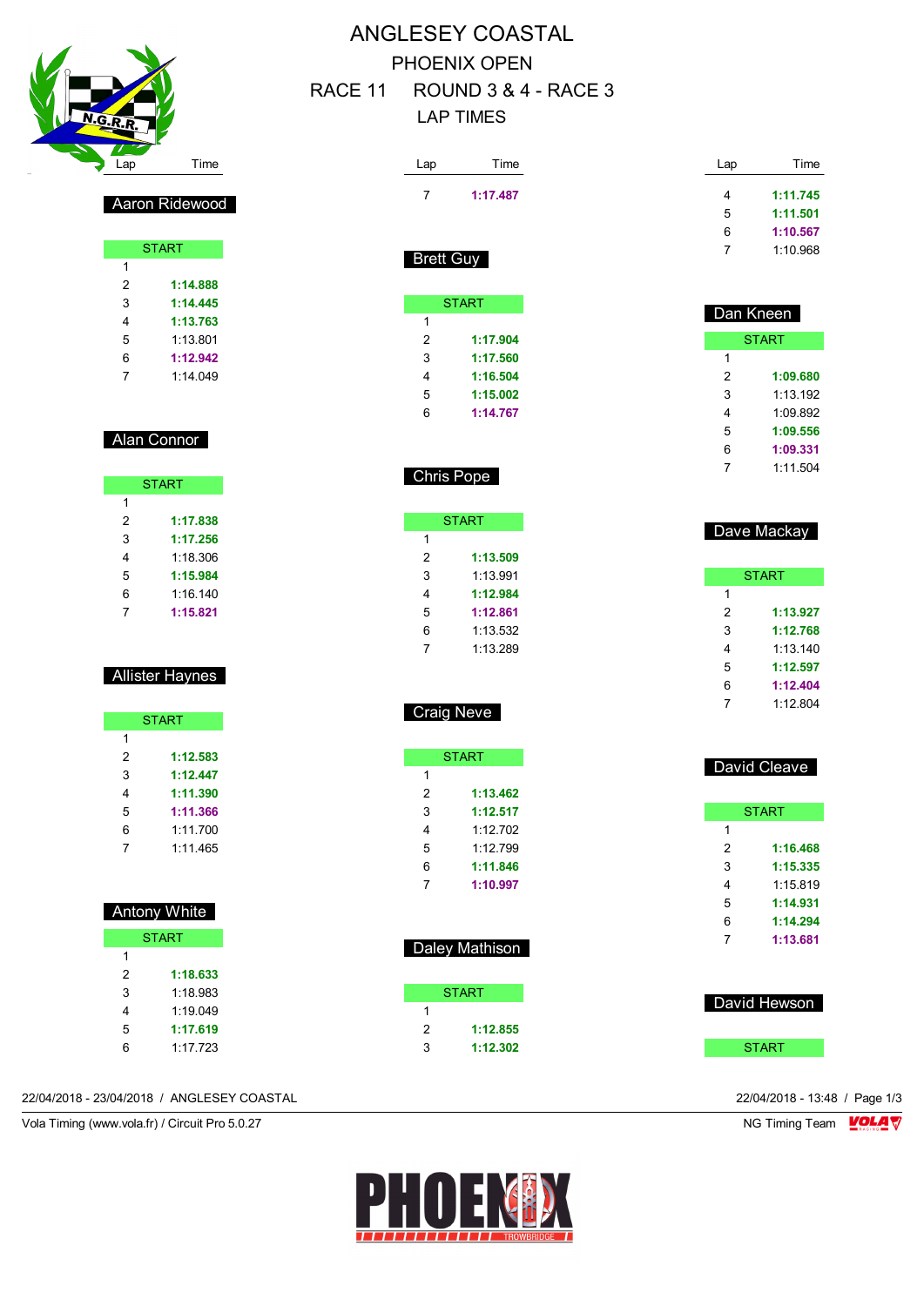# ANGLESEY COASTAL

## PHOENIX OPEN

## RACE 11 ROUND 3 & 4 - RACE 3

## LAP TIMES

### Aaron Ridewood

| Lap | Time |
|---|---|
| START | |
| 1 | |
| 2 | **1:14.888** |
| 3 | **1:14.445** |
| 4 | **1:13.763** |
| 5 | 1:13.801 |
| 6 | **1:12.942** |
| 7 | 1:14.049 |

### Alan Connor

| Lap | Time |
|---|---|
| START | |
| 1 | |
| 2 | **1:17.838** |
| 3 | **1:17.256** |
| 4 | 1:18.306 |
| 5 | **1:15.984** |
| 6 | 1:16.140 |
| 7 | **1:15.821** |

### Allister Haynes

| Lap | Time |
|---|---|
| START | |
| 1 | |
| 2 | **1:12.583** |
| 3 | **1:12.447** |
| 4 | **1:11.390** |
| 5 | **1:11.366** |
| 6 | 1:11.700 |
| 7 | 1:11.465 |

### Antony White

| Lap | Time |
|---|---|
| START | |
| 1 | |
| 2 | **1:18.633** |
| 3 | 1:18.983 |
| 4 | 1:19.049 |
| 5 | **1:17.619** |
| 6 | 1:17.723 |
| 7 | **1:17.487** |

### Brett Guy

| Lap | Time |
|---|---|
| START | |
| 1 | |
| 2 | **1:17.904** |
| 3 | **1:17.560** |
| 4 | **1:16.504** |
| 5 | **1:15.002** |
| 6 | **1:14.767** |

### Chris Pope

| Lap | Time |
|---|---|
| START | |
| 1 | |
| 2 | **1:13.509** |
| 3 | 1:13.991 |
| 4 | **1:12.984** |
| 5 | **1:12.861** |
| 6 | 1:13.532 |
| 7 | 1:13.289 |

### Craig Neve

| Lap | Time |
|---|---|
| START | |
| 1 | |
| 2 | **1:13.462** |
| 3 | **1:12.517** |
| 4 | 1:12.702 |
| 5 | 1:12.799 |
| 6 | **1:11.846** |
| 7 | **1:10.997** |

### Daley Mathison

| Lap | Time |
|---|---|
| START | |
| 1 | |
| 2 | **1:12.855** |
| 3 | **1:12.302** |
| 4 | **1:11.745** |
| 5 | **1:11.501** |
| 6 | **1:10.567** |
| 7 | 1:10.968 |

### Dan Kneen

| Lap | Time |
|---|---|
| START | |
| 1 | |
| 2 | **1:09.680** |
| 3 | 1:13.192 |
| 4 | 1:09.892 |
| 5 | **1:09.556** |
| 6 | **1:09.331** |
| 7 | 1:11.504 |

### Dave Mackay

| Lap | Time |
|---|---|
| START | |
| 1 | |
| 2 | **1:13.927** |
| 3 | **1:12.768** |
| 4 | 1:13.140 |
| 5 | **1:12.597** |
| 6 | **1:12.404** |
| 7 | 1:12.804 |

### David Cleave

| Lap | Time |
|---|---|
| START | |
| 1 | |
| 2 | **1:16.468** |
| 3 | **1:15.335** |
| 4 | 1:15.819 |
| 5 | **1:14.931** |
| 6 | **1:14.294** |
| 7 | **1:13.681** |

### David Hewson

| Lap | Time |
|---|---|
| START | |

22/04/2018 - 23/04/2018 / ANGLESEY COASTAL

22/04/2018 - 13:48

Vola Timing (www.vola.fr) / Circuit Pro 5.0.27

NG Timing Team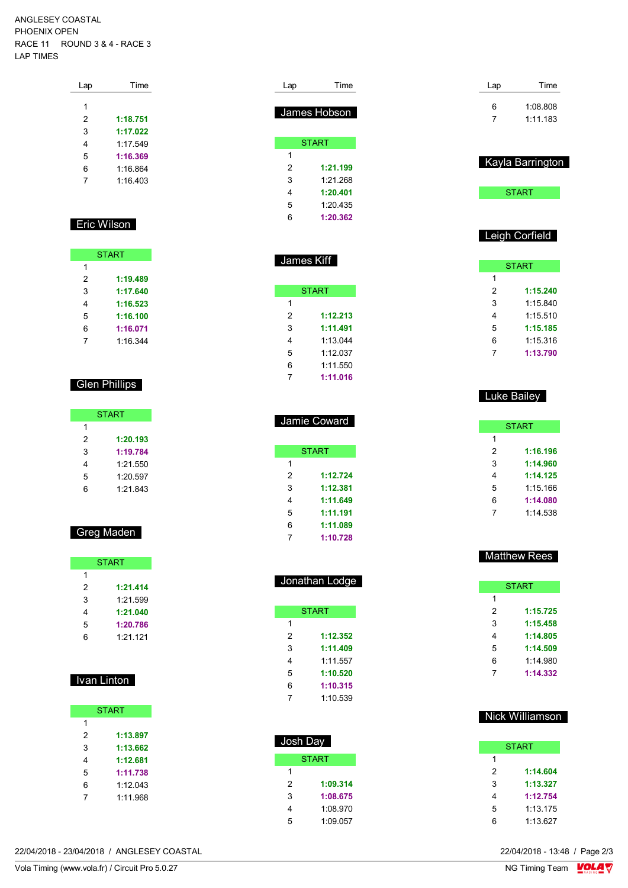ANGLESEY COASTAL
PHOENIX OPEN
RACE 11 ROUND 3 & 4 - RACE 3
LAP TIMES

| Lap | Time |
|---|---|
| 1 | |
| 2 | **1:18.751** |
| 3 | **1:17.022** |
| 4 | 1:17.549 |
| 5 | **1:16.369** |
| 6 | 1:16.864 |
| 7 | 1:16.403 |

## Eric Wilson

| Lap | Time |
|---|---|
| START | |
| 1 | |
| 2 | **1:19.489** |
| 3 | **1:17.640** |
| 4 | **1:16.523** |
| 5 | **1:16.100** |
| 6 | **1:16.071** |
| 7 | 1:16.344 |

## Glen Phillips

| Lap | Time |
|---|---|
| START | |
| 1 | |
| 2 | **1:20.193** |
| 3 | **1:19.784** |
| 4 | 1:21.550 |
| 5 | 1:20.597 |
| 6 | 1:21.843 |

## Greg Maden

| Lap | Time |
|---|---|
| START | |
| 1 | |
| 2 | **1:21.414** |
| 3 | 1:21.599 |
| 4 | **1:21.040** |
| 5 | **1:20.786** |
| 6 | 1:21.121 |

## Ivan Linton

| Lap | Time |
|---|---|
| START | |
| 1 | |
| 2 | **1:13.897** |
| 3 | **1:13.662** |
| 4 | **1:12.681** |
| 5 | **1:11.738** |
| 6 | 1:12.043 |
| 7 | 1:11.968 |

## James Hobson

| Lap | Time |
|---|---|
| START | |
| 1 | |
| 2 | **1:21.199** |
| 3 | 1:21.268 |
| 4 | **1:20.401** |
| 5 | 1:20.435 |
| 6 | **1:20.362** |

## James Kiff

| Lap | Time |
|---|---|
| START | |
| 1 | |
| 2 | **1:12.213** |
| 3 | **1:11.491** |
| 4 | 1:13.044 |
| 5 | 1:12.037 |
| 6 | 1:11.550 |
| 7 | **1:11.016** |

## Jamie Coward

| Lap | Time |
|---|---|
| START | |
| 1 | |
| 2 | **1:12.724** |
| 3 | **1:12.381** |
| 4 | **1:11.649** |
| 5 | **1:11.191** |
| 6 | **1:11.089** |
| 7 | **1:10.728** |

## Jonathan Lodge

| Lap | Time |
|---|---|
| START | |
| 1 | |
| 2 | **1:12.352** |
| 3 | **1:11.409** |
| 4 | 1:11.557 |
| 5 | **1:10.520** |
| 6 | **1:10.315** |
| 7 | 1:10.539 |

## Josh Day

| Lap | Time |
|---|---|
| START | |
| 1 | |
| 2 | **1:09.314** |
| 3 | **1:08.675** |
| 4 | 1:08.970 |
| 5 | 1:09.057 |
| 6 | 1:08.808 |
| 7 | 1:11.183 |

## Kayla Barrington

| Lap | Time |
|---|---|
| START | |

## Leigh Corfield

| Lap | Time |
|---|---|
| START | |
| 1 | |
| 2 | **1:15.240** |
| 3 | 1:15.840 |
| 4 | 1:15.510 |
| 5 | **1:15.185** |
| 6 | 1:15.316 |
| 7 | **1:13.790** |

## Luke Bailey

| Lap | Time |
|---|---|
| START | |
| 1 | |
| 2 | **1:16.196** |
| 3 | **1:14.960** |
| 4 | **1:14.125** |
| 5 | 1:15.166 |
| 6 | **1:14.080** |
| 7 | 1:14.538 |

## Matthew Rees

| Lap | Time |
|---|---|
| START | |
| 1 | |
| 2 | **1:15.725** |
| 3 | **1:15.458** |
| 4 | **1:14.805** |
| 5 | **1:14.509** |
| 6 | 1:14.980 |
| 7 | **1:14.332** |

## Nick Williamson

| Lap | Time |
|---|---|
| START | |
| 1 | |
| 2 | **1:14.604** |
| 3 | **1:13.327** |
| 4 | **1:12.754** |
| 5 | 1:13.175 |
| 6 | 1:13.627 |

22/04/2018 - 23/04/2018 / ANGLESEY COASTAL
22/04/2018 - 13:48
Vola Timing (www.vola.fr) / Circuit Pro 5.0.27
NG Timing Team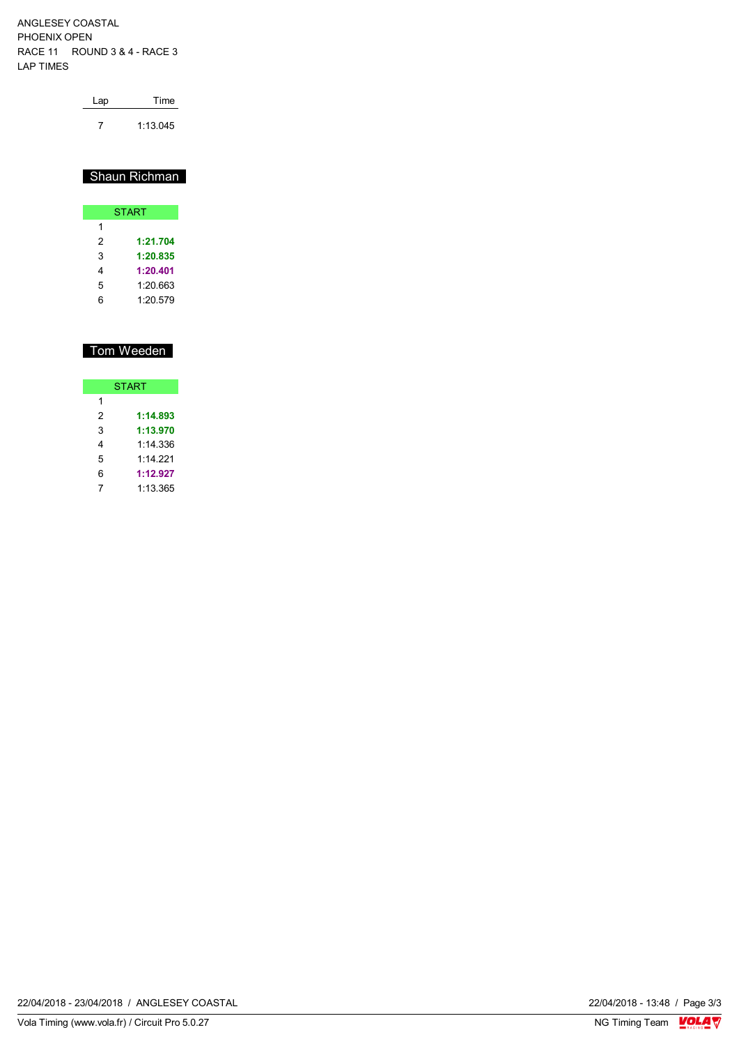ANGLESEY COASTAL
PHOENIX OPEN
RACE 11 ROUND 3 & 4 - RACE 3
LAP TIMES

| Lap | Time |
|---|---|
| 7 | 1:13.045 |

## Shaun Richman

| START | |
|---|---|
| 1 | |
| 2 | **1:21.704** |
| 3 | **1:20.835** |
| 4 | **1:20.401** |
| 5 | 1:20.663 |
| 6 | 1:20.579 |

## Tom Weeden

| START | |
|---|---|
| 1 | |
| 2 | **1:14.893** |
| 3 | **1:13.970** |
| 4 | 1:14.336 |
| 5 | 1:14.221 |
| 6 | **1:12.927** |
| 7 | 1:13.365 |